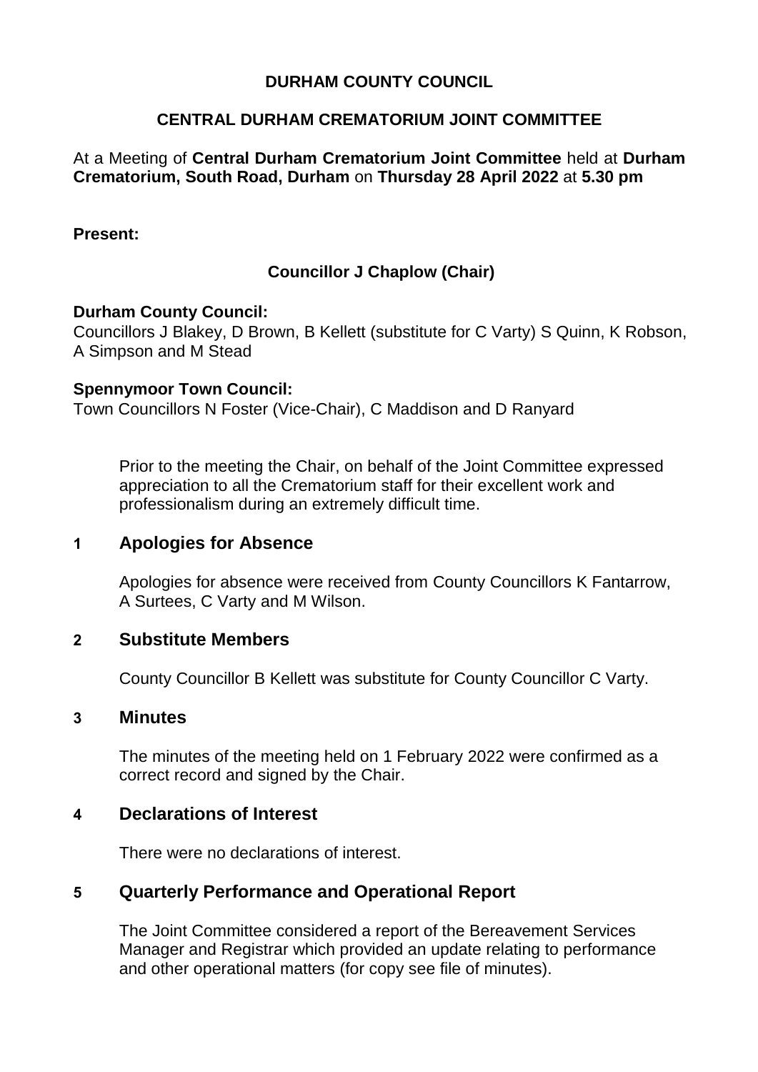# DURHAM COUNTY COUNCIL

## CENTRAL DURHAM CREMATORIUM JOINT COMMITTEE

At a Meeting of **Central Durham Crematorium Joint Committee** held at **Durham Crematorium, South Road, Durham** on **Thursday 28 April 2022** at **5.30 pm**

**Present:**

**Councillor J Chaplow (Chair)**

**Durham County Council:**
Councillors J Blakey, D Brown, B Kellett (substitute for C Varty) S Quinn, K Robson, A Simpson and M Stead

**Spennymoor Town Council:**
Town Councillors N Foster (Vice-Chair), C Maddison and D Ranyard

Prior to the meeting the Chair, on behalf of the Joint Committee expressed appreciation to all the Crematorium staff for their excellent work and professionalism during an extremely difficult time.

## 1 Apologies for Absence

Apologies for absence were received from County Councillors K Fantarrow, A Surtees, C Varty and M Wilson.

## 2 Substitute Members

County Councillor B Kellett was substitute for County Councillor C Varty.

## 3 Minutes

The minutes of the meeting held on 1 February 2022 were confirmed as a correct record and signed by the Chair.

## 4 Declarations of Interest

There were no declarations of interest.

## 5 Quarterly Performance and Operational Report

The Joint Committee considered a report of the Bereavement Services Manager and Registrar which provided an update relating to performance and other operational matters (for copy see file of minutes).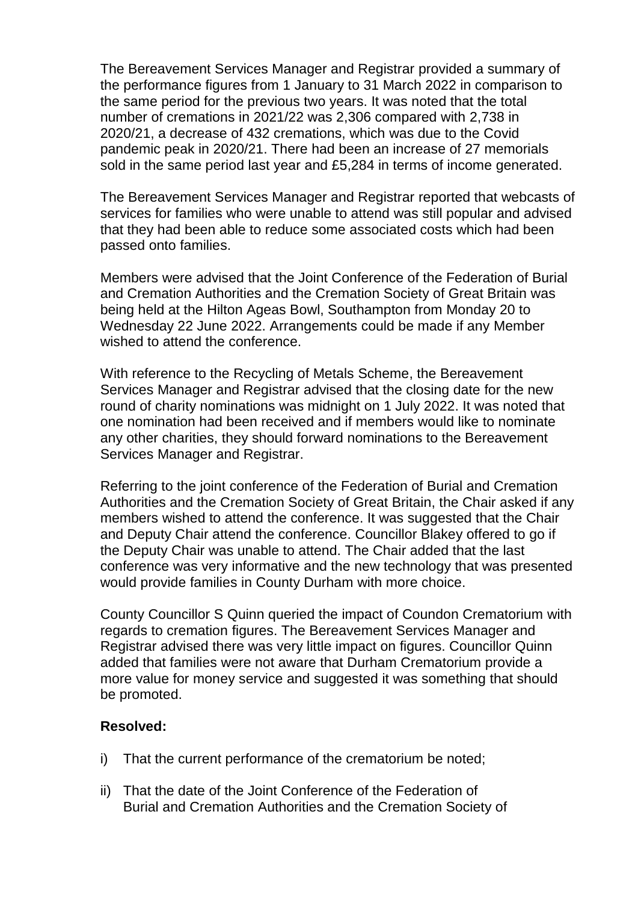The Bereavement Services Manager and Registrar provided a summary of the performance figures from 1 January to 31 March 2022 in comparison to the same period for the previous two years. It was noted that the total number of cremations in 2021/22 was 2,306 compared with 2,738 in 2020/21, a decrease of 432 cremations, which was due to the Covid pandemic peak in 2020/21. There had been an increase of 27 memorials sold in the same period last year and £5,284 in terms of income generated.

The Bereavement Services Manager and Registrar reported that webcasts of services for families who were unable to attend was still popular and advised that they had been able to reduce some associated costs which had been passed onto families.

Members were advised that the Joint Conference of the Federation of Burial and Cremation Authorities and the Cremation Society of Great Britain was being held at the Hilton Ageas Bowl, Southampton from Monday 20 to Wednesday 22 June 2022. Arrangements could be made if any Member wished to attend the conference.

With reference to the Recycling of Metals Scheme, the Bereavement Services Manager and Registrar advised that the closing date for the new round of charity nominations was midnight on 1 July 2022. It was noted that one nomination had been received and if members would like to nominate any other charities, they should forward nominations to the Bereavement Services Manager and Registrar.

Referring to the joint conference of the Federation of Burial and Cremation Authorities and the Cremation Society of Great Britain, the Chair asked if any members wished to attend the conference. It was suggested that the Chair and Deputy Chair attend the conference. Councillor Blakey offered to go if the Deputy Chair was unable to attend. The Chair added that the last conference was very informative and the new technology that was presented would provide families in County Durham with more choice.

County Councillor S Quinn queried the impact of Coundon Crematorium with regards to cremation figures. The Bereavement Services Manager and Registrar advised there was very little impact on figures. Councillor Quinn added that families were not aware that Durham Crematorium provide a more value for money service and suggested it was something that should be promoted.

**Resolved:**

i) That the current performance of the crematorium be noted;

ii) That the date of the Joint Conference of the Federation of Burial and Cremation Authorities and the Cremation Society of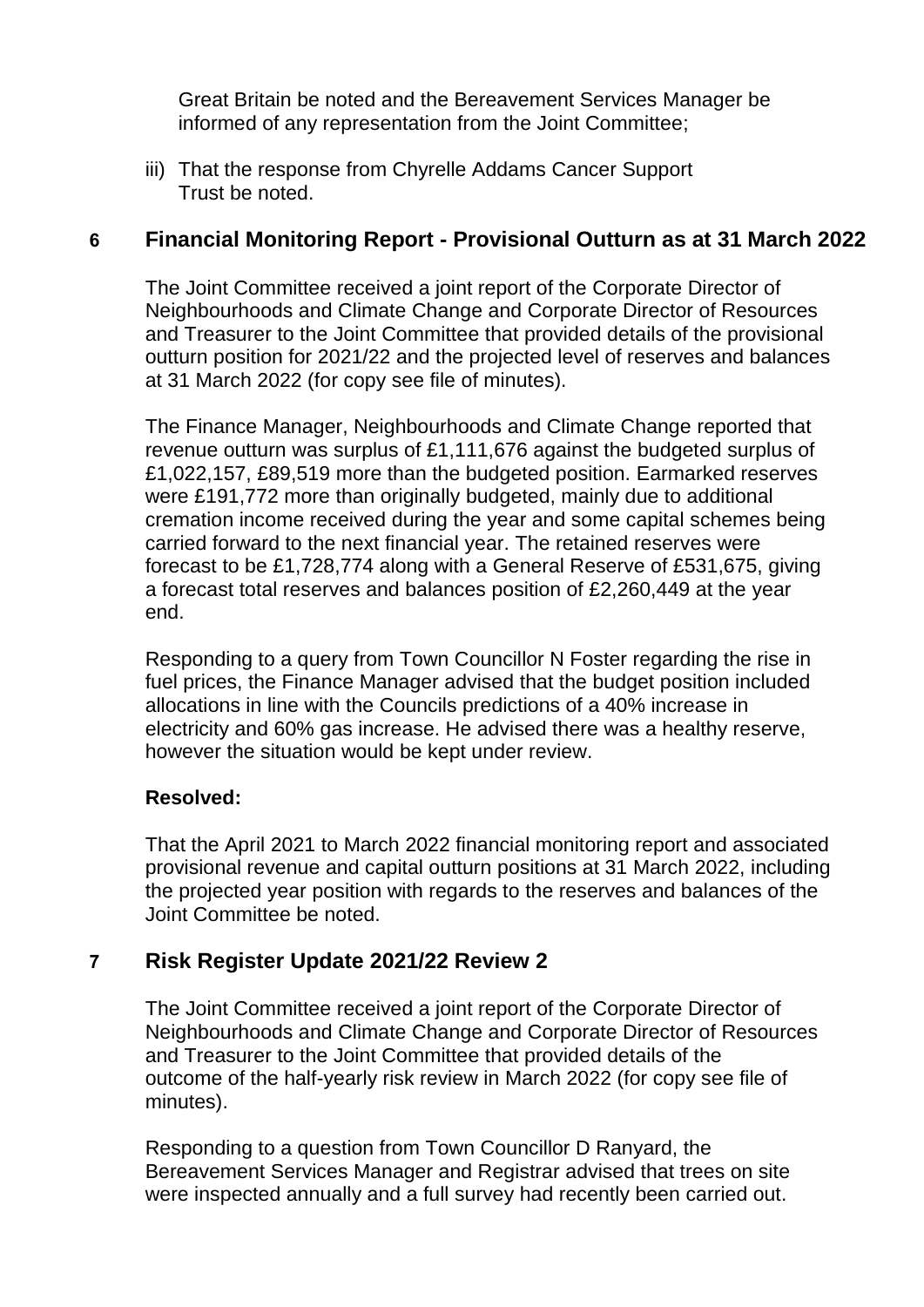Great Britain be noted and the Bereavement Services Manager be informed of any representation from the Joint Committee;

iii) That the response from Chyrelle Addams Cancer Support Trust be noted.

## 6 Financial Monitoring Report - Provisional Outturn as at 31 March 2022

The Joint Committee received a joint report of the Corporate Director of Neighbourhoods and Climate Change and Corporate Director of Resources and Treasurer to the Joint Committee that provided details of the provisional outturn position for 2021/22 and the projected level of reserves and balances at 31 March 2022 (for copy see file of minutes).

The Finance Manager, Neighbourhoods and Climate Change reported that revenue outturn was surplus of £1,111,676 against the budgeted surplus of £1,022,157, £89,519 more than the budgeted position. Earmarked reserves were £191,772 more than originally budgeted, mainly due to additional cremation income received during the year and some capital schemes being carried forward to the next financial year. The retained reserves were forecast to be £1,728,774 along with a General Reserve of £531,675, giving a forecast total reserves and balances position of £2,260,449 at the year end.

Responding to a query from Town Councillor N Foster regarding the rise in fuel prices, the Finance Manager advised that the budget position included allocations in line with the Councils predictions of a 40% increase in electricity and 60% gas increase. He advised there was a healthy reserve, however the situation would be kept under review.

**Resolved:**

That the April 2021 to March 2022 financial monitoring report and associated provisional revenue and capital outturn positions at 31 March 2022, including the projected year position with regards to the reserves and balances of the Joint Committee be noted.

## 7 Risk Register Update 2021/22 Review 2

The Joint Committee received a joint report of the Corporate Director of Neighbourhoods and Climate Change and Corporate Director of Resources and Treasurer to the Joint Committee that provided details of the outcome of the half-yearly risk review in March 2022 (for copy see file of minutes).

Responding to a question from Town Councillor D Ranyard, the Bereavement Services Manager and Registrar advised that trees on site were inspected annually and a full survey had recently been carried out.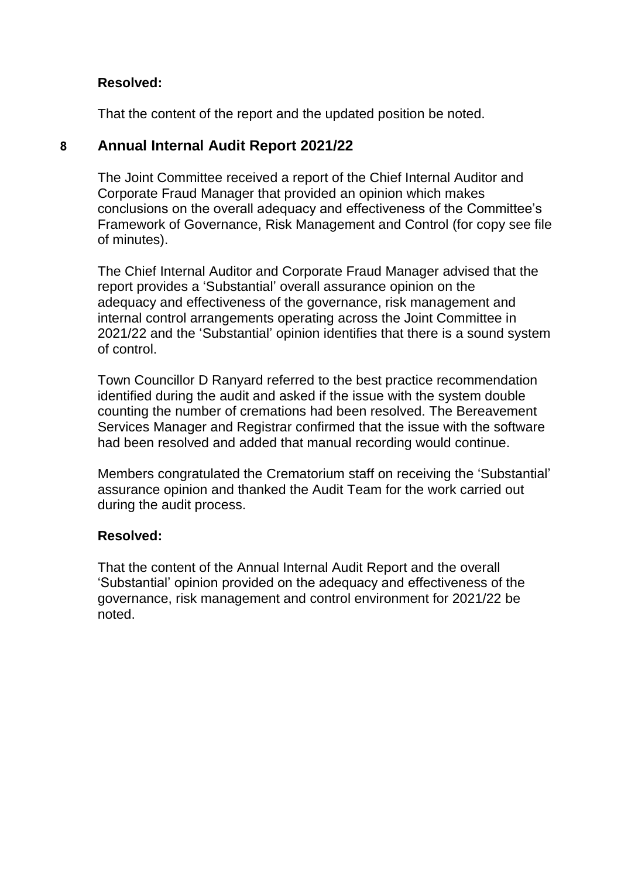**Resolved:**

That the content of the report and the updated position be noted.

## 8 Annual Internal Audit Report 2021/22

The Joint Committee received a report of the Chief Internal Auditor and Corporate Fraud Manager that provided an opinion which makes conclusions on the overall adequacy and effectiveness of the Committee's Framework of Governance, Risk Management and Control (for copy see file of minutes).

The Chief Internal Auditor and Corporate Fraud Manager advised that the report provides a 'Substantial' overall assurance opinion on the adequacy and effectiveness of the governance, risk management and internal control arrangements operating across the Joint Committee in 2021/22 and the 'Substantial' opinion identifies that there is a sound system of control.

Town Councillor D Ranyard referred to the best practice recommendation identified during the audit and asked if the issue with the system double counting the number of cremations had been resolved. The Bereavement Services Manager and Registrar confirmed that the issue with the software had been resolved and added that manual recording would continue.

Members congratulated the Crematorium staff on receiving the 'Substantial' assurance opinion and thanked the Audit Team for the work carried out during the audit process.

**Resolved:**

That the content of the Annual Internal Audit Report and the overall 'Substantial' opinion provided on the adequacy and effectiveness of the governance, risk management and control environment for 2021/22 be noted.